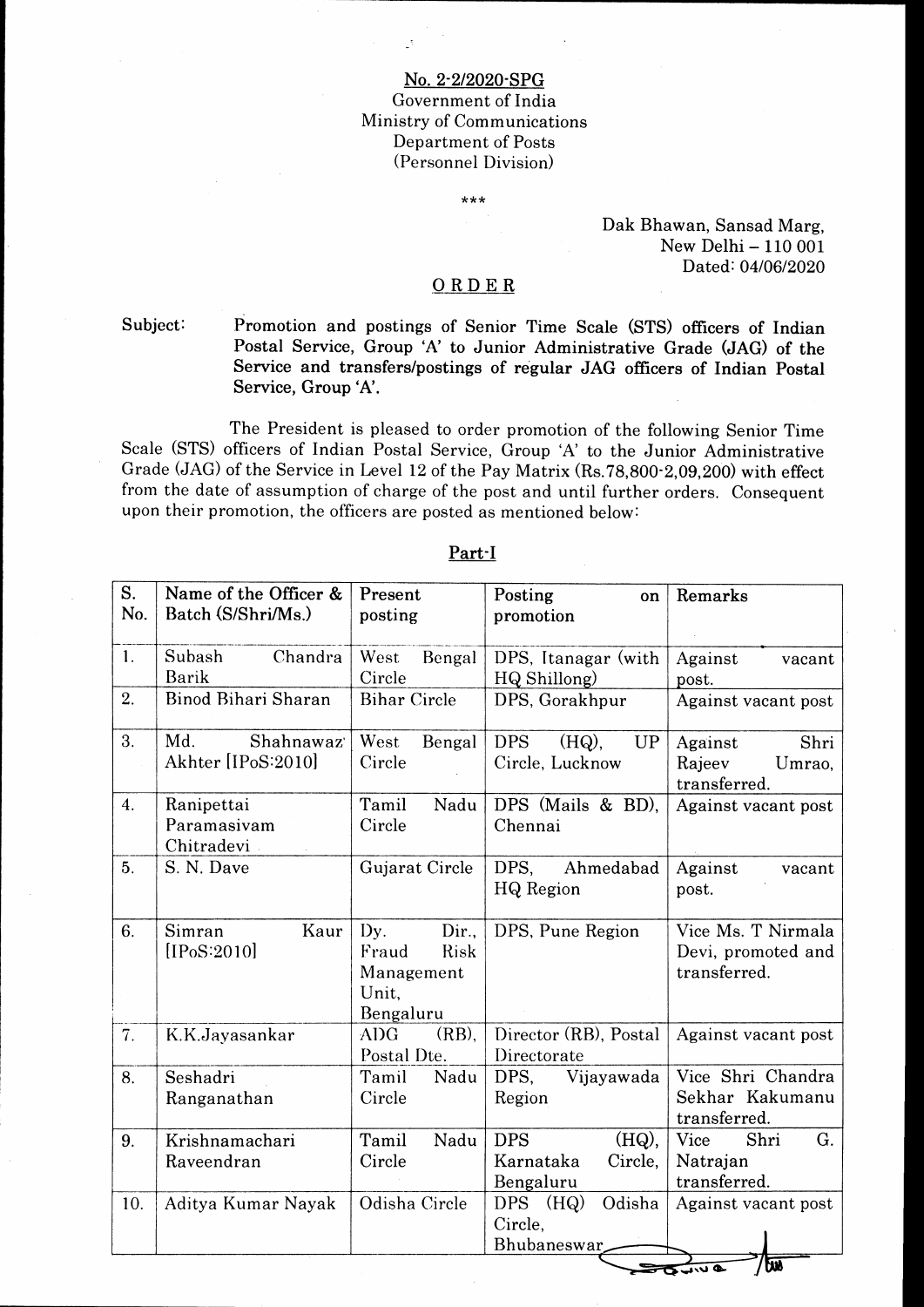No. 2-2/2020-SPG
Government of India
Ministry of Communications
Department of Posts
(Personnel Division)

\*\*\*

Dak Bhawan, Sansad Marg,
New Delhi – 110 001
Dated: 04/06/2020

## ORDER

**Subject:** Promotion and postings of Senior Time Scale (STS) officers of Indian Postal Service, Group 'A' to Junior Administrative Grade (JAG) of the Service and transfers/postings of regular JAG officers of Indian Postal Service, Group 'A'.

The President is pleased to order promotion of the following Senior Time Scale (STS) officers of Indian Postal Service, Group 'A' to the Junior Administrative Grade (JAG) of the Service in Level 12 of the Pay Matrix (Rs.78,800-2,09,200) with effect from the date of assumption of charge of the post and until further orders. Consequent upon their promotion, the officers are posted as mentioned below:

### Part-I

| S. No. | Name of the Officer & Batch (S/Shri/Ms.) | Present posting | Posting on promotion | Remarks |
|---|---|---|---|---|
| 1. | Subash Chandra Barik | West Bengal Circle | DPS, Itanagar (with HQ Shillong) | Against vacant post. |
| 2. | Binod Bihari Sharan | Bihar Circle | DPS, Gorakhpur | Against vacant post |
| 3. | Md. Shahnawaz Akhter [IPoS:2010] | West Bengal Circle | DPS (HQ), UP Circle, Lucknow | Against Shri Rajeev Umrao, transferred. |
| 4. | Ranipettai Paramasivam Chitradevi | Tamil Nadu Circle | DPS (Mails & BD), Chennai | Against vacant post |
| 5. | S. N. Dave | Gujarat Circle | DPS, Ahmedabad HQ Region | Against vacant post. |
| 6. | Simran Kaur [IPoS:2010] | Dy. Dir., Fraud Risk Management Unit, Bengaluru | DPS, Pune Region | Vice Ms. T Nirmala Devi, promoted and transferred. |
| 7. | K.K.Jayasankar | ADG (RB), Postal Dte. | Director (RB), Postal Directorate | Against vacant post |
| 8. | Seshadri Ranganathan | Tamil Nadu Circle | DPS, Vijayawada Region | Vice Shri Chandra Sekhar Kakumanu transferred. |
| 9. | Krishnamachari Raveendran | Tamil Nadu Circle | DPS (HQ), Karnataka Circle, Bengaluru | Vice Shri G. Natrajan transferred. |
| 10. | Aditya Kumar Nayak | Odisha Circle | DPS (HQ) Odisha Circle, Bhubaneswar | Against vacant post |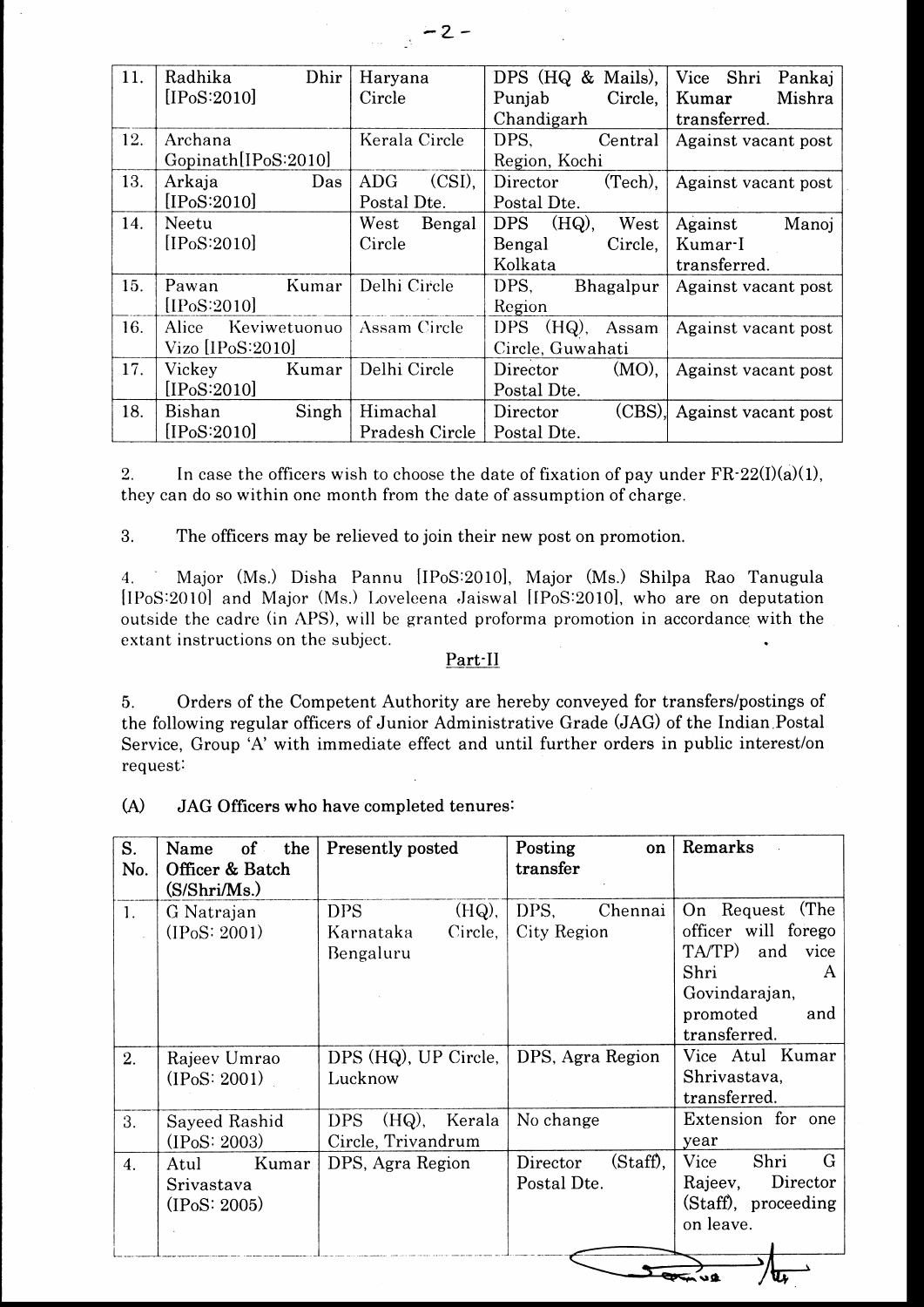| 11. | Radhika Dhir [IPoS:2010] | Haryana Circle | DPS (HQ & Mails), Punjab Circle, Chandigarh | Vice Shri Pankaj Kumar Mishra transferred. |
|---|---|---|---|---|
| 12. | Archana Gopinath[IPoS:2010] | Kerala Circle | DPS, Central Region, Kochi | Against vacant post |
| 13. | Arkaja Das [IPoS:2010] | ADG (CSI), Postal Dte. | Director (Tech), Postal Dte. | Against vacant post |
| 14. | Neetu [IPoS:2010] | West Bengal Circle | DPS (HQ), West Bengal Circle, Kolkata | Against Manoj Kumar-I transferred. |
| 15. | Pawan Kumar [IPoS:2010] | Delhi Circle | DPS, Bhagalpur Region | Against vacant post |
| 16. | Alice Keviwetuonuo Vizo [IPoS:2010] | Assam Circle | DPS (HQ), Assam Circle, Guwahati | Against vacant post |
| 17. | Vickey Kumar [IPoS:2010] | Delhi Circle | Director (MO), Postal Dte. | Against vacant post |
| 18. | Bishan Singh [IPoS:2010] | Himachal Pradesh Circle | Director (CBS), Postal Dte. | Against vacant post |

2. In case the officers wish to choose the date of fixation of pay under FR-22(I)(a)(1), they can do so within one month from the date of assumption of charge.

3. The officers may be relieved to join their new post on promotion.

4. Major (Ms.) Disha Pannu [IPoS:2010], Major (Ms.) Shilpa Rao Tanugula [IPoS:2010] and Major (Ms.) Loveleena Jaiswal [IPoS:2010], who are on deputation outside the cadre (in APS), will be granted proforma promotion in accordance with the extant instructions on the subject.

## Part-II

5. Orders of the Competent Authority are hereby conveyed for transfers/postings of the following regular officers of Junior Administrative Grade (JAG) of the Indian Postal Service, Group 'A' with immediate effect and until further orders in public interest/on request:

(A) **JAG Officers who have completed tenures:**

| S. No. | Name of the Officer & Batch (S/Shri/Ms.) | Presently posted | Posting on transfer | Remarks |
|---|---|---|---|---|
| 1. | G Natrajan (IPoS: 2001) | DPS (HQ), Karnataka Circle, Bengaluru | DPS, Chennai City Region | On Request (The officer will forego TA/TP) and vice Shri A Govindarajan, promoted and transferred. |
| 2. | Rajeev Umrao (IPoS: 2001) | DPS (HQ), UP Circle, Lucknow | DPS, Agra Region | Vice Atul Kumar Shrivastava, transferred. |
| 3. | Sayeed Rashid (IPoS: 2003) | DPS (HQ), Kerala Circle, Trivandrum | No change | Extension for one year |
| 4. | Atul Kumar Srivastava (IPoS: 2005) | DPS, Agra Region | Director (Staff), Postal Dte. | Vice Shri G Rajeev, Director (Staff), proceeding on leave. |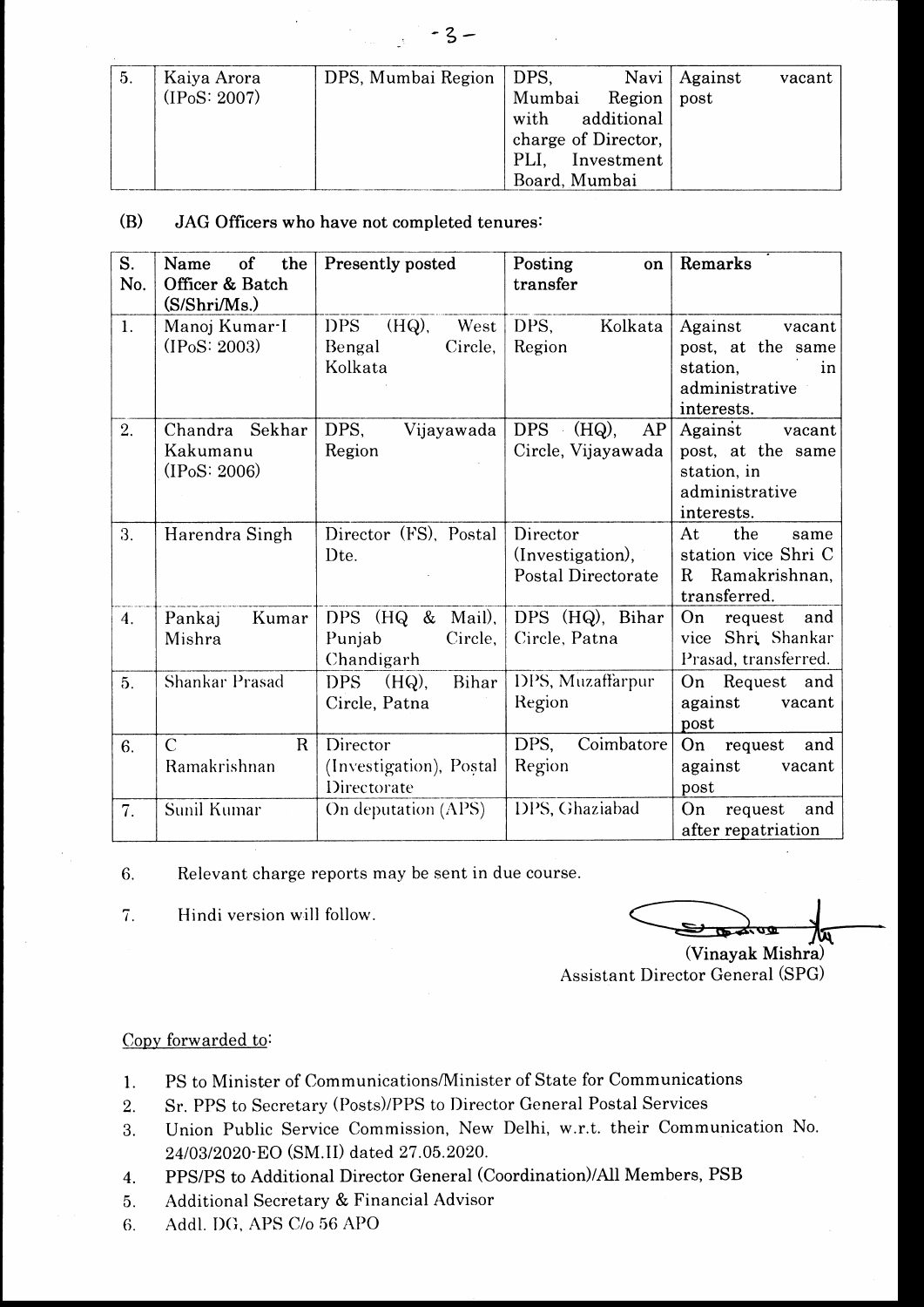| 5. | Kaiya Arora (IPoS: 2007) | DPS, Mumbai Region | DPS, Navi Mumbai Region with additional charge of Director, PLI, Investment Board, Mumbai | Against vacant post |
|---|---|---|---|---|

(B) JAG Officers who have not completed tenures:

| S. No. | Name of the Officer & Batch (S/Shri/Ms.) | Presently posted | Posting on transfer | Remarks |
|---|---|---|---|---|
| 1. | Manoj Kumar-I (IPoS: 2003) | DPS (HQ), West Bengal Circle, Kolkata | DPS, Kolkata Region | Against vacant post, at the same station, in administrative interests. |
| 2. | Chandra Sekhar Kakumanu (IPoS: 2006) | DPS, Vijayawada Region | DPS (HQ), AP Circle, Vijayawada | Against vacant post, at the same station, in administrative interests. |
| 3. | Harendra Singh | Director (FS), Postal Dte. | Director (Investigation), Postal Directorate | At the same station vice Shri C R Ramakrishnan, transferred. |
| 4. | Pankaj Kumar Mishra | DPS (HQ & Mail), Punjab Circle, Chandigarh | DPS (HQ), Bihar Circle, Patna | On request and vice Shri Shankar Prasad, transferred. |
| 5. | Shankar Prasad | DPS (HQ), Bihar Circle, Patna | DPS, Muzaffarpur Region | On Request and against vacant post |
| 6. | C R Ramakrishnan | Director (Investigation), Postal Directorate | DPS, Coimbatore Region | On request and against vacant post |
| 7. | Sunil Kumar | On deputation (APS) | DPS, Ghaziabad | On request and after repatriation |

6. Relevant charge reports may be sent in due course.

7. Hindi version will follow.

(Vinayak Mishra)
Assistant Director General (SPG)

Copy forwarded to:

1. PS to Minister of Communications/Minister of State for Communications
2. Sr. PPS to Secretary (Posts)/PPS to Director General Postal Services
3. Union Public Service Commission, New Delhi, w.r.t. their Communication No. 24/03/2020-EO (SM.II) dated 27.05.2020.
4. PPS/PS to Additional Director General (Coordination)/All Members, PSB
5. Additional Secretary & Financial Advisor
6. Addl. DG, APS C/o 56 APO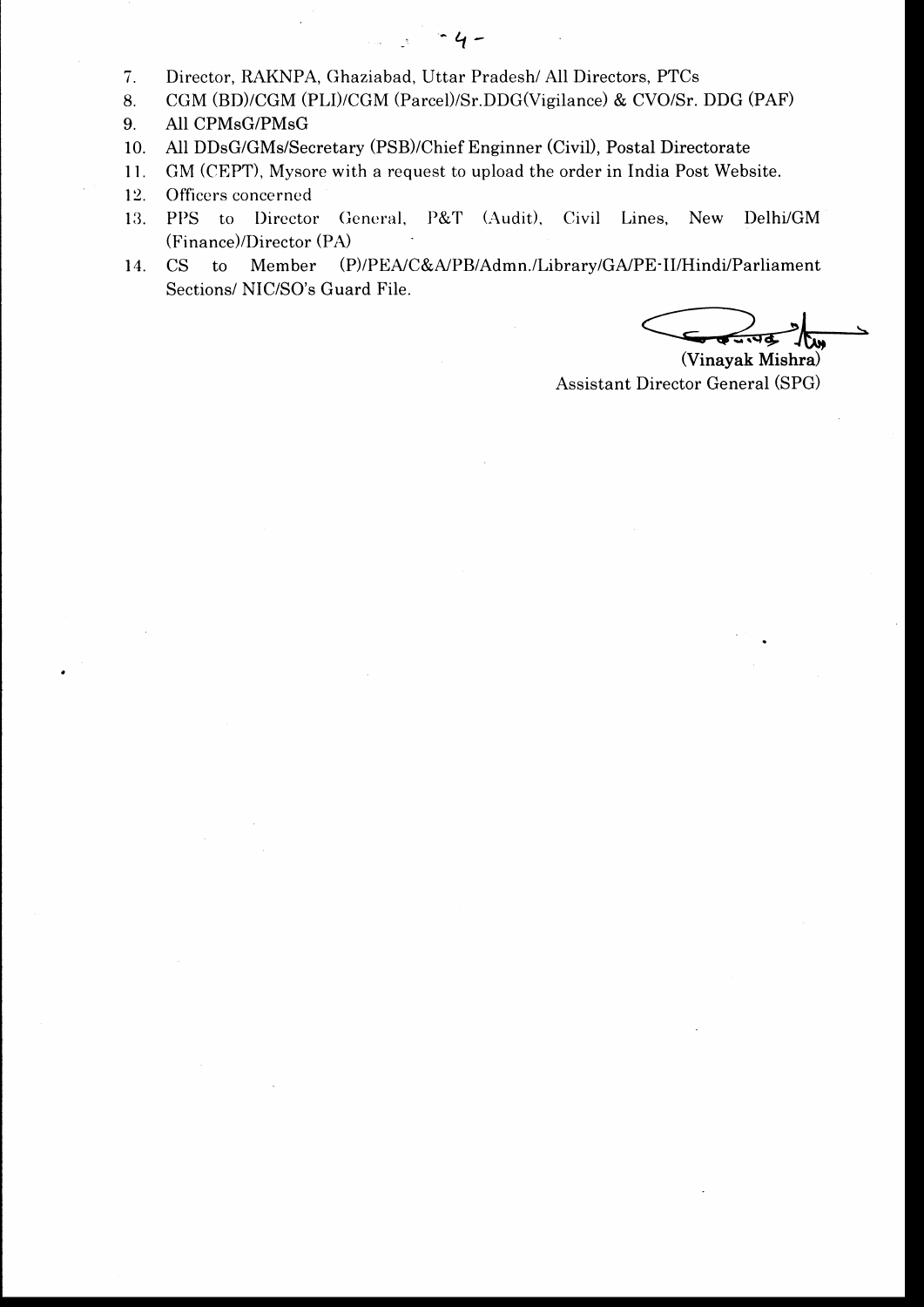7. Director, RAKNPA, Ghaziabad, Uttar Pradesh/ All Directors, PTCs
8. CGM (BD)/CGM (PLI)/CGM (Parcel)/Sr.DDG(Vigilance) & CVO/Sr. DDG (PAF)
9. All CPMsG/PMsG
10. All DDsG/GMs/Secretary (PSB)/Chief Enginner (Civil), Postal Directorate
11. GM (CEPT), Mysore with a request to upload the order in India Post Website.
12. Officers concerned
13. PPS to Director General, P&T (Audit), Civil Lines, New Delhi/GM (Finance)/Director (PA)
14. CS to Member (P)/PEA/C&A/PB/Admn./Library/GA/PE-II/Hindi/Parliament Sections/ NIC/SO's Guard File.

**(Vinayak Mishra)**
Assistant Director General (SPG)